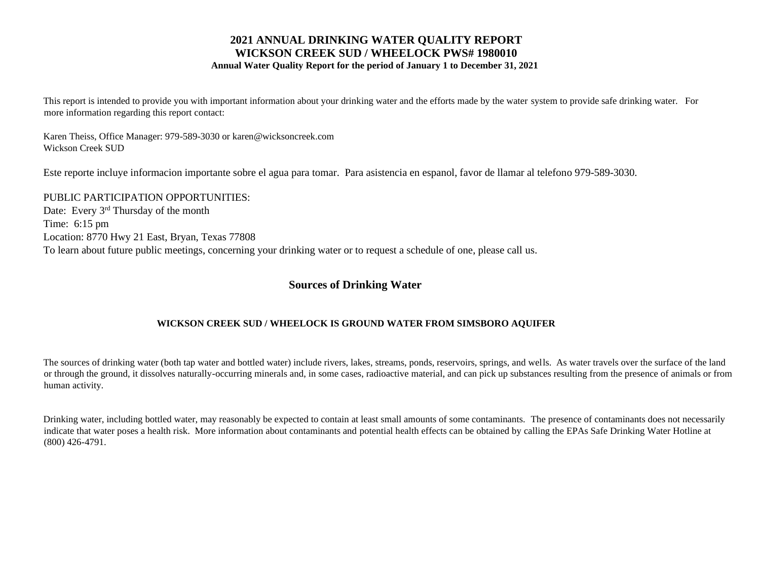# 2021 ANNUAL DRINKING WATER QUALITY REPORT
## WICKSON CREEK SUD / WHEELOCK PWS# 1980010
**Annual Water Quality Report for the period of January 1 to December 31, 2021**

This report is intended to provide you with important information about your drinking water and the efforts made by the water system to provide safe drinking water. For more information regarding this report contact:

Karen Theiss, Office Manager: 979-589-3030 or karen@wicksoncreek.com
Wickson Creek SUD

Este reporte incluye informacion importante sobre el agua para tomar. Para asistencia en espanol, favor de llamar al telefono 979-589-3030.

PUBLIC PARTICIPATION OPPORTUNITIES:
Date: Every 3rd Thursday of the month
Time: 6:15 pm
Location: 8770 Hwy 21 East, Bryan, Texas 77808
To learn about future public meetings, concerning your drinking water or to request a schedule of one, please call us.

## Sources of Drinking Water

**WICKSON CREEK SUD / WHEELOCK IS GROUND WATER FROM SIMSBORO AQUIFER**

The sources of drinking water (both tap water and bottled water) include rivers, lakes, streams, ponds, reservoirs, springs, and wells. As water travels over the surface of the land or through the ground, it dissolves naturally-occurring minerals and, in some cases, radioactive material, and can pick up substances resulting from the presence of animals or from human activity.

Drinking water, including bottled water, may reasonably be expected to contain at least small amounts of some contaminants. The presence of contaminants does not necessarily indicate that water poses a health risk. More information about contaminants and potential health effects can be obtained by calling the EPAs Safe Drinking Water Hotline at (800) 426-4791.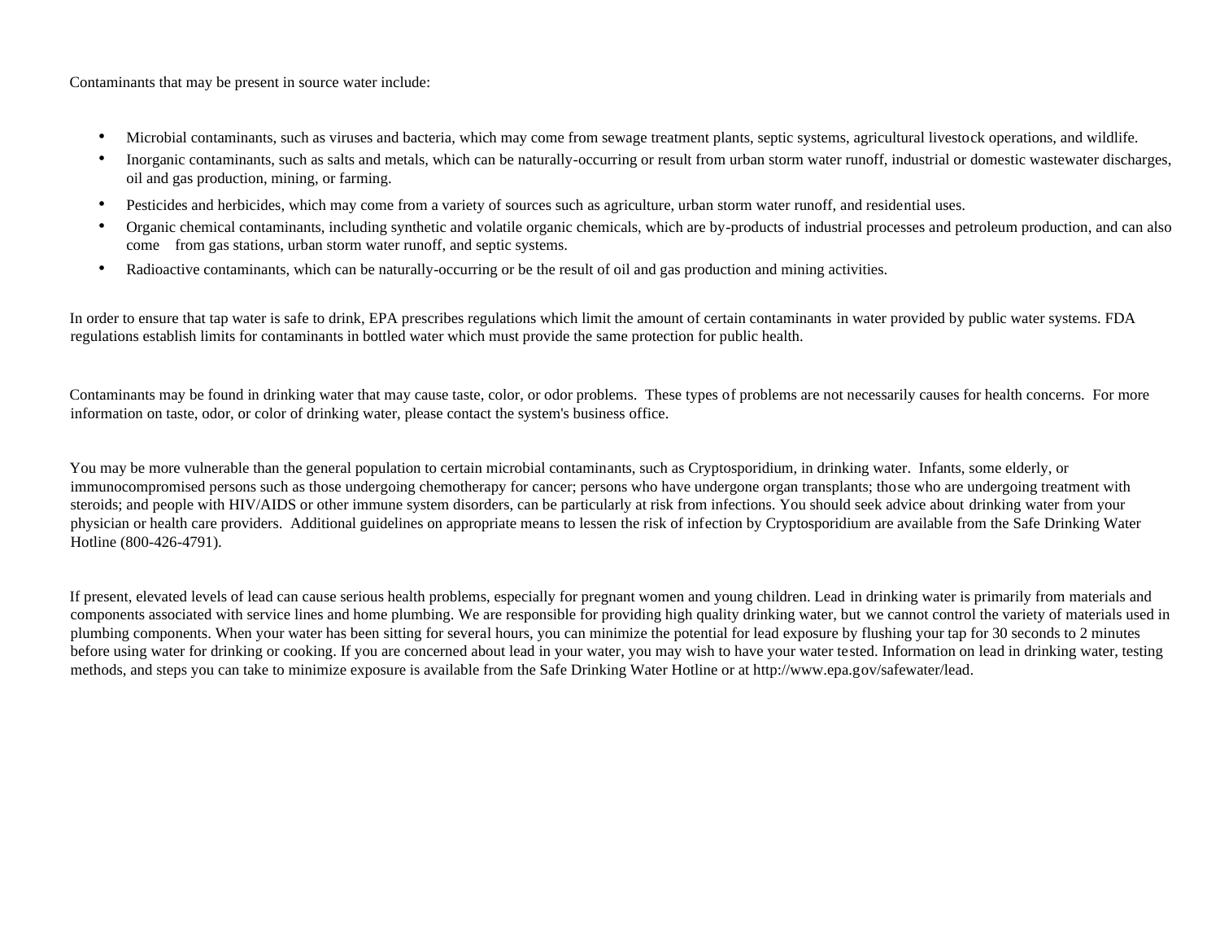Contaminants that may be present in source water include:

- Microbial contaminants, such as viruses and bacteria, which may come from sewage treatment plants, septic systems, agricultural livestock operations, and wildlife.
- Inorganic contaminants, such as salts and metals, which can be naturally-occurring or result from urban storm water runoff, industrial or domestic wastewater discharges, oil and gas production, mining, or farming.
- Pesticides and herbicides, which may come from a variety of sources such as agriculture, urban storm water runoff, and residential uses.
- Organic chemical contaminants, including synthetic and volatile organic chemicals, which are by-products of industrial processes and petroleum production, and can also come from gas stations, urban storm water runoff, and septic systems.
- Radioactive contaminants, which can be naturally-occurring or be the result of oil and gas production and mining activities.

In order to ensure that tap water is safe to drink, EPA prescribes regulations which limit the amount of certain contaminants in water provided by public water systems. FDA regulations establish limits for contaminants in bottled water which must provide the same protection for public health.

Contaminants may be found in drinking water that may cause taste, color, or odor problems. These types of problems are not necessarily causes for health concerns. For more information on taste, odor, or color of drinking water, please contact the system's business office.

You may be more vulnerable than the general population to certain microbial contaminants, such as Cryptosporidium, in drinking water. Infants, some elderly, or immunocompromised persons such as those undergoing chemotherapy for cancer; persons who have undergone organ transplants; those who are undergoing treatment with steroids; and people with HIV/AIDS or other immune system disorders, can be particularly at risk from infections. You should seek advice about drinking water from your physician or health care providers. Additional guidelines on appropriate means to lessen the risk of infection by Cryptosporidium are available from the Safe Drinking Water Hotline (800-426-4791).

If present, elevated levels of lead can cause serious health problems, especially for pregnant women and young children. Lead in drinking water is primarily from materials and components associated with service lines and home plumbing. We are responsible for providing high quality drinking water, but we cannot control the variety of materials used in plumbing components. When your water has been sitting for several hours, you can minimize the potential for lead exposure by flushing your tap for 30 seconds to 2 minutes before using water for drinking or cooking. If you are concerned about lead in your water, you may wish to have your water tested. Information on lead in drinking water, testing methods, and steps you can take to minimize exposure is available from the Safe Drinking Water Hotline or at http://www.epa.gov/safewater/lead.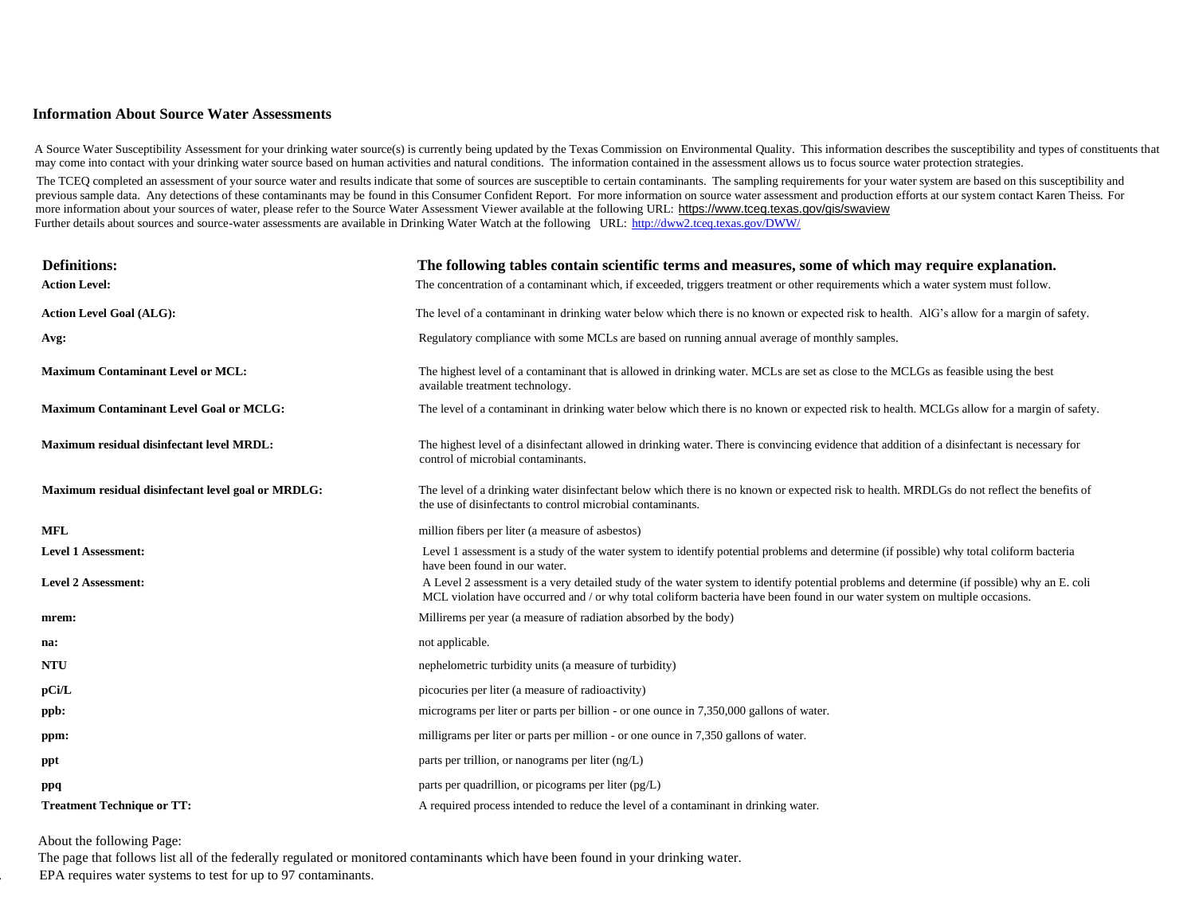## Information About Source Water Assessments

A Source Water Susceptibility Assessment for your drinking water source(s) is currently being updated by the Texas Commission on Environmental Quality. This information describes the susceptibility and types of constituents that may come into contact with your drinking water source based on human activities and natural conditions. The information contained in the assessment allows us to focus source water protection strategies.

The TCEQ completed an assessment of your source water and results indicate that some of sources are susceptible to certain contaminants. The sampling requirements for your water system are based on this susceptibility and previous sample data. Any detections of these contaminants may be found in this Consumer Confident Report. For more information on source water assessment and production efforts at our system contact Karen Theiss. For more information about your sources of water, please refer to the Source Water Assessment Viewer available at the following URL: https://www.tceq.texas.gov/gis/swaview

Further details about sources and source-water assessments are available in Drinking Water Watch at the following URL: http://dww2.tceq.texas.gov/DWW/

| **Definitions:** | **The following tables contain scientific terms and measures, some of which may require explanation.** |
|---|---|
| **Action Level:** | The concentration of a contaminant which, if exceeded, triggers treatment or other requirements which a water system must follow. |
| **Action Level Goal (ALG):** | The level of a contaminant in drinking water below which there is no known or expected risk to health. AlG's allow for a margin of safety. |
| **Avg:** | Regulatory compliance with some MCLs are based on running annual average of monthly samples. |
| **Maximum Contaminant Level or MCL:** | The highest level of a contaminant that is allowed in drinking water. MCLs are set as close to the MCLGs as feasible using the best available treatment technology. |
| **Maximum Contaminant Level Goal or MCLG:** | The level of a contaminant in drinking water below which there is no known or expected risk to health. MCLGs allow for a margin of safety. |
| **Maximum residual disinfectant level MRDL:** | The highest level of a disinfectant allowed in drinking water. There is convincing evidence that addition of a disinfectant is necessary for control of microbial contaminants. |
| **Maximum residual disinfectant level goal or MRDLG:** | The level of a drinking water disinfectant below which there is no known or expected risk to health. MRDLGs do not reflect the benefits of the use of disinfectants to control microbial contaminants. |
| **MFL** | million fibers per liter (a measure of asbestos) |
| **Level 1 Assessment:** | Level 1 assessment is a study of the water system to identify potential problems and determine (if possible) why total coliform bacteria have been found in our water. |
| **Level 2 Assessment:** | A Level 2 assessment is a very detailed study of the water system to identify potential problems and determine (if possible) why an E. coli MCL violation have occurred and / or why total coliform bacteria have been found in our water system on multiple occasions. |
| **mrem:** | Millirems per year (a measure of radiation absorbed by the body) |
| **na:** | not applicable. |
| **NTU** | nephelometric turbidity units (a measure of turbidity) |
| **pCi/L** | picocuries per liter (a measure of radioactivity) |
| **ppb:** | micrograms per liter or parts per billion - or one ounce in 7,350,000 gallons of water. |
| **ppm:** | milligrams per liter or parts per million - or one ounce in 7,350 gallons of water. |
| **ppt** | parts per trillion, or nanograms per liter (ng/L) |
| **ppq** | parts per quadrillion, or picograms per liter (pg/L) |
| **Treatment Technique or TT:** | A required process intended to reduce the level of a contaminant in drinking water. |

About the following Page:

The page that follows list all of the federally regulated or monitored contaminants which have been found in your drinking water.

EPA requires water systems to test for up to 97 contaminants.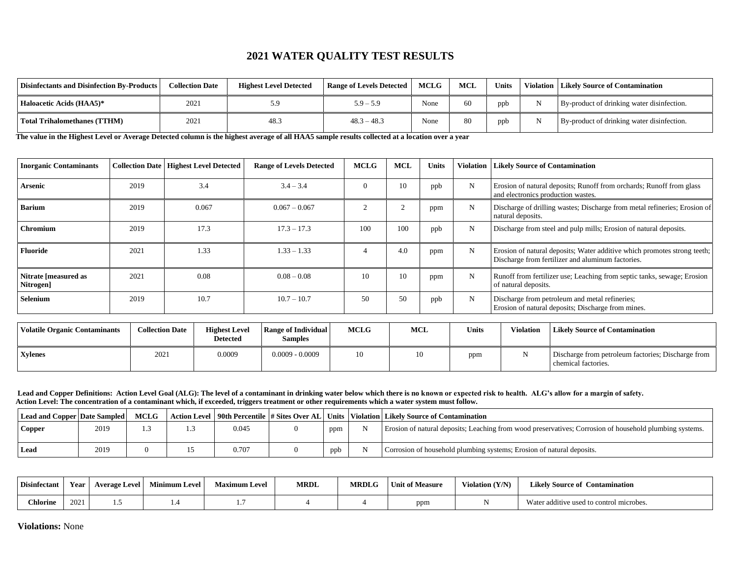# 2021 WATER QUALITY TEST RESULTS

| Disinfectants and Disinfection By-Products | Collection Date | Highest Level Detected | Range of Levels Detected | MCLG | MCL | Units | Violation | Likely Source of Contamination |
|---|---|---|---|---|---|---|---|---|
| Haloacetic Acids (HAA5)* | 2021 | 5.9 | 5.9 – 5.9 | None | 60 | ppb | N | By-product of drinking water disinfection. |
| Total Trihalomethanes (TTHM) | 2021 | 48.3 | 48.3 – 48.3 | None | 80 | ppb | N | By-product of drinking water disinfection. |

**The value in the Highest Level or Average Detected column is the highest average of all HAA5 sample results collected at a location over a year**

| Inorganic Contaminants | Collection Date | Highest Level Detected | Range of Levels Detected | MCLG | MCL | Units | Violation | Likely Source of Contamination |
|---|---|---|---|---|---|---|---|---|
| Arsenic | 2019 | 3.4 | 3.4 – 3.4 | 0 | 10 | ppb | N | Erosion of natural deposits; Runoff from orchards; Runoff from glass and electronics production wastes. |
| Barium | 2019 | 0.067 | 0.067 – 0.067 | 2 | 2 | ppm | N | Discharge of drilling wastes; Discharge from metal refineries; Erosion of natural deposits. |
| Chromium | 2019 | 17.3 | 17.3 – 17.3 | 100 | 100 | ppb | N | Discharge from steel and pulp mills; Erosion of natural deposits. |
| Fluoride | 2021 | 1.33 | 1.33 – 1.33 | 4 | 4.0 | ppm | N | Erosion of natural deposits; Water additive which promotes strong teeth; Discharge from fertilizer and aluminum factories. |
| Nitrate [measured as Nitrogen] | 2021 | 0.08 | 0.08 – 0.08 | 10 | 10 | ppm | N | Runoff from fertilizer use; Leaching from septic tanks, sewage; Erosion of natural deposits. |
| Selenium | 2019 | 10.7 | 10.7 – 10.7 | 50 | 50 | ppb | N | Discharge from petroleum and metal refineries; Erosion of natural deposits; Discharge from mines. |

| Volatile Organic Contaminants | Collection Date | Highest Level Detected | Range of Individual Samples | MCLG | MCL | Units | Violation | Likely Source of Contamination |
|---|---|---|---|---|---|---|---|---|
| Xylenes | 2021 | 0.0009 | 0.0009 - 0.0009 | 10 | 10 | ppm | N | Discharge from petroleum factories; Discharge from chemical factories. |

**Lead and Copper Definitions: Action Level Goal (ALG): The level of a contaminant in drinking water below which there is no known or expected risk to health. ALG's allow for a margin of safety. Action Level: The concentration of a contaminant which, if exceeded, triggers treatment or other requirements which a water system must follow.**

| Lead and Copper | Date Sampled | MCLG | Action Level | 90th Percentile | # Sites Over AL | Units | Violation | Likely Source of Contamination |
|---|---|---|---|---|---|---|---|---|
| Copper | 2019 | 1.3 | 1.3 | 0.045 | 0 | ppm | N | Erosion of natural deposits; Leaching from wood preservatives; Corrosion of household plumbing systems. |
| Lead | 2019 | 0 | 15 | 0.707 | 0 | ppb | N | Corrosion of household plumbing systems; Erosion of natural deposits. |

| Disinfectant | Year | Average Level | Minimum Level | Maximum Level | MRDL | MRDLG | Unit of Measure | Violation (Y/N) | Likely Source of Contamination |
|---|---|---|---|---|---|---|---|---|---|
| Chlorine | 2021 | 1.5 | 1.4 | 1.7 | 4 | 4 | ppm | N | Water additive used to control microbes. |

**Violations:** None